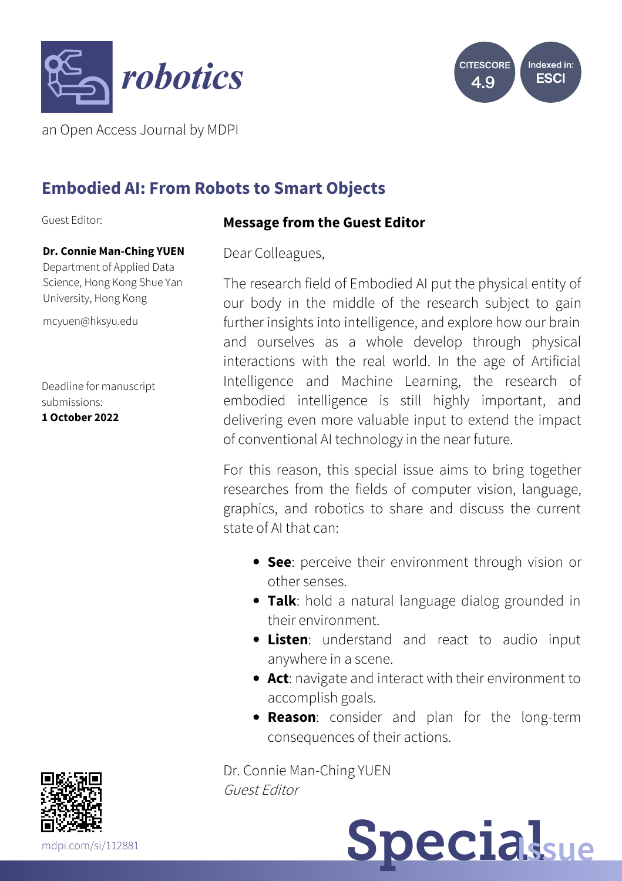robotics

an Open Access Journal by MDPI

CITESCORE 4.9

Indexed in: ESCI

# Embodied AI: From Robots to Smart Objects

Guest Editor:

**Dr. Connie Man-Ching YUEN**
Department of Applied Data Science, Hong Kong Shue Yan University, Hong Kong

mcyuen@hksyu.edu

Deadline for manuscript submissions:
**1 October 2022**

## Message from the Guest Editor

Dear Colleagues,

The research field of Embodied AI put the physical entity of our body in the middle of the research subject to gain further insights into intelligence, and explore how our brain and ourselves as a whole develop through physical interactions with the real world. In the age of Artificial Intelligence and Machine Learning, the research of embodied intelligence is still highly important, and delivering even more valuable input to extend the impact of conventional AI technology in the near future.

For this reason, this special issue aims to bring together researches from the fields of computer vision, language, graphics, and robotics to share and discuss the current state of AI that can:

- **See**: perceive their environment through vision or other senses.
- **Talk**: hold a natural language dialog grounded in their environment.
- **Listen**: understand and react to audio input anywhere in a scene.
- **Act**: navigate and interact with their environment to accomplish goals.
- **Reason**: consider and plan for the long-term consequences of their actions.

Dr. Connie Man-Ching YUEN
*Guest Editor*

mdpi.com/si/112881

Special Issue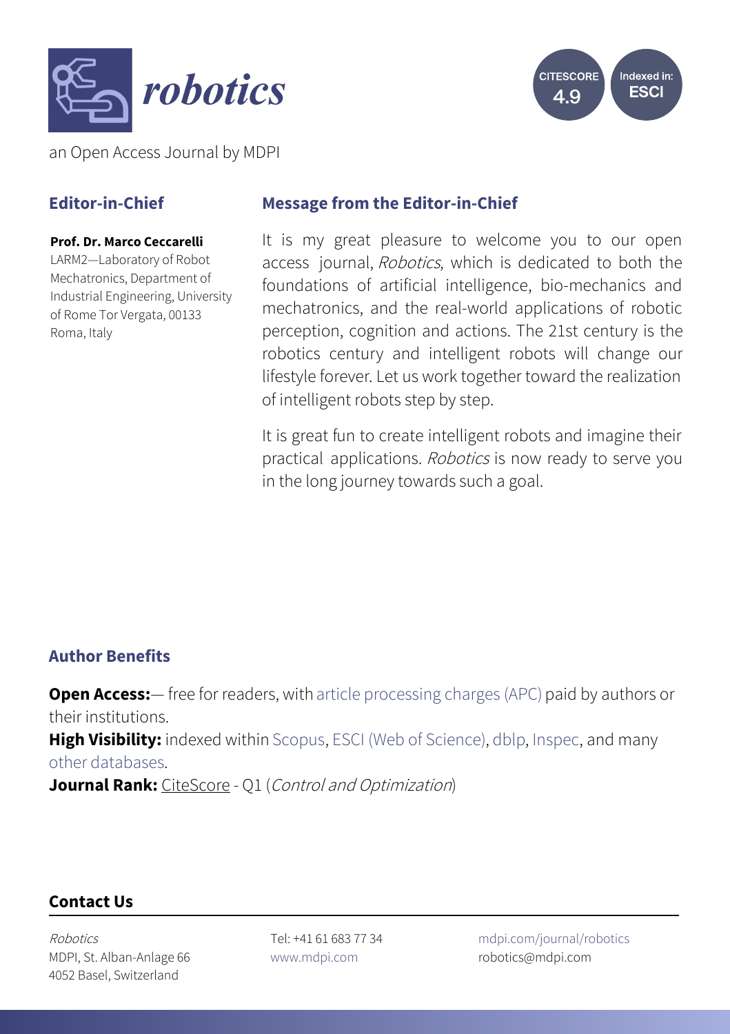# *robotics*

an Open Access Journal by MDPI

CITESCORE 4.9

Indexed in: ESCI

## Editor-in-Chief

**Prof. Dr. Marco Ceccarelli**
LARM2—Laboratory of Robot Mechatronics, Department of Industrial Engineering, University of Rome Tor Vergata, 00133 Roma, Italy

## Message from the Editor-in-Chief

It is my great pleasure to welcome you to our open access journal, *Robotics*, which is dedicated to both the foundations of artificial intelligence, bio-mechanics and mechatronics, and the real-world applications of robotic perception, cognition and actions. The 21st century is the robotics century and intelligent robots will change our lifestyle forever. Let us work together toward the realization of intelligent robots step by step.

It is great fun to create intelligent robots and imagine their practical applications. *Robotics* is now ready to serve you in the long journey towards such a goal.

## Author Benefits

**Open Access:**— free for readers, with article processing charges (APC) paid by authors or their institutions.
**High Visibility:** indexed within Scopus, ESCI (Web of Science), dblp, Inspec, and many other databases.
**Journal Rank:** CiteScore - Q1 (*Control and Optimization*)

## Contact Us

*Robotics*
MDPI, St. Alban-Anlage 66
4052 Basel, Switzerland

Tel: +41 61 683 77 34
www.mdpi.com

mdpi.com/journal/robotics
robotics@mdpi.com